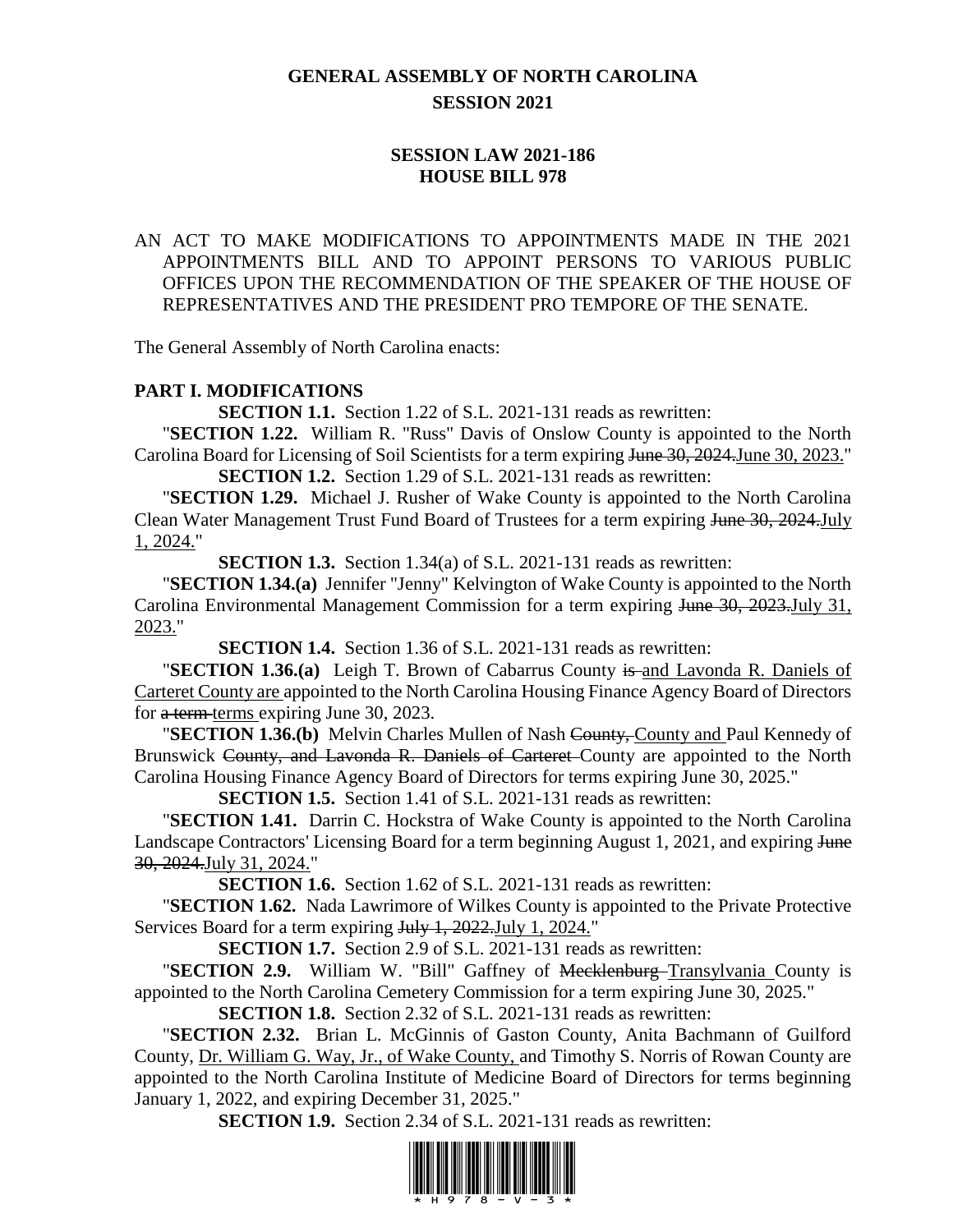# GENERAL ASSEMBLY OF NORTH CAROLINA
## SESSION 2021

## SESSION LAW 2021-186
## HOUSE BILL 978

AN ACT TO MAKE MODIFICATIONS TO APPOINTMENTS MADE IN THE 2021 APPOINTMENTS BILL AND TO APPOINT PERSONS TO VARIOUS PUBLIC OFFICES UPON THE RECOMMENDATION OF THE SPEAKER OF THE HOUSE OF REPRESENTATIVES AND THE PRESIDENT PRO TEMPORE OF THE SENATE.

The General Assembly of North Carolina enacts:

**PART I. MODIFICATIONS**

**SECTION 1.1.** Section 1.22 of S.L. 2021-131 reads as rewritten:

"**SECTION 1.22.** William R. "Russ" Davis of Onslow County is appointed to the North Carolina Board for Licensing of Soil Scientists for a term expiring ~~June 30, 2024.~~June 30, 2023."

**SECTION 1.2.** Section 1.29 of S.L. 2021-131 reads as rewritten:

"**SECTION 1.29.** Michael J. Rusher of Wake County is appointed to the North Carolina Clean Water Management Trust Fund Board of Trustees for a term expiring ~~June 30, 2024.~~July 1, 2024."

**SECTION 1.3.** Section 1.34(a) of S.L. 2021-131 reads as rewritten:

"**SECTION 1.34.(a)** Jennifer "Jenny" Kelvington of Wake County is appointed to the North Carolina Environmental Management Commission for a term expiring ~~June 30, 2023.~~July 31, 2023."

**SECTION 1.4.** Section 1.36 of S.L. 2021-131 reads as rewritten:

"**SECTION 1.36.(a)** Leigh T. Brown of Cabarrus County ~~is~~ and Lavonda R. Daniels of Carteret County are appointed to the North Carolina Housing Finance Agency Board of Directors for ~~a term~~ terms expiring June 30, 2023.

"**SECTION 1.36.(b)** Melvin Charles Mullen of Nash ~~County,~~ County and Paul Kennedy of Brunswick ~~County, and Lavonda R. Daniels of Carteret~~ County are appointed to the North Carolina Housing Finance Agency Board of Directors for terms expiring June 30, 2025."

**SECTION 1.5.** Section 1.41 of S.L. 2021-131 reads as rewritten:

"**SECTION 1.41.** Darrin C. Hockstra of Wake County is appointed to the North Carolina Landscape Contractors' Licensing Board for a term beginning August 1, 2021, and expiring ~~June 30, 2024.~~July 31, 2024."

**SECTION 1.6.** Section 1.62 of S.L. 2021-131 reads as rewritten:

"**SECTION 1.62.** Nada Lawrimore of Wilkes County is appointed to the Private Protective Services Board for a term expiring ~~July 1, 2022.~~July 1, 2024."

**SECTION 1.7.** Section 2.9 of S.L. 2021-131 reads as rewritten:

"**SECTION 2.9.** William W. "Bill" Gaffney of ~~Mecklenburg~~ Transylvania County is appointed to the North Carolina Cemetery Commission for a term expiring June 30, 2025."

**SECTION 1.8.** Section 2.32 of S.L. 2021-131 reads as rewritten:

"**SECTION 2.32.** Brian L. McGinnis of Gaston County, Anita Bachmann of Guilford County, Dr. William G. Way, Jr., of Wake County, and Timothy S. Norris of Rowan County are appointed to the North Carolina Institute of Medicine Board of Directors for terms beginning January 1, 2022, and expiring December 31, 2025."

**SECTION 1.9.** Section 2.34 of S.L. 2021-131 reads as rewritten: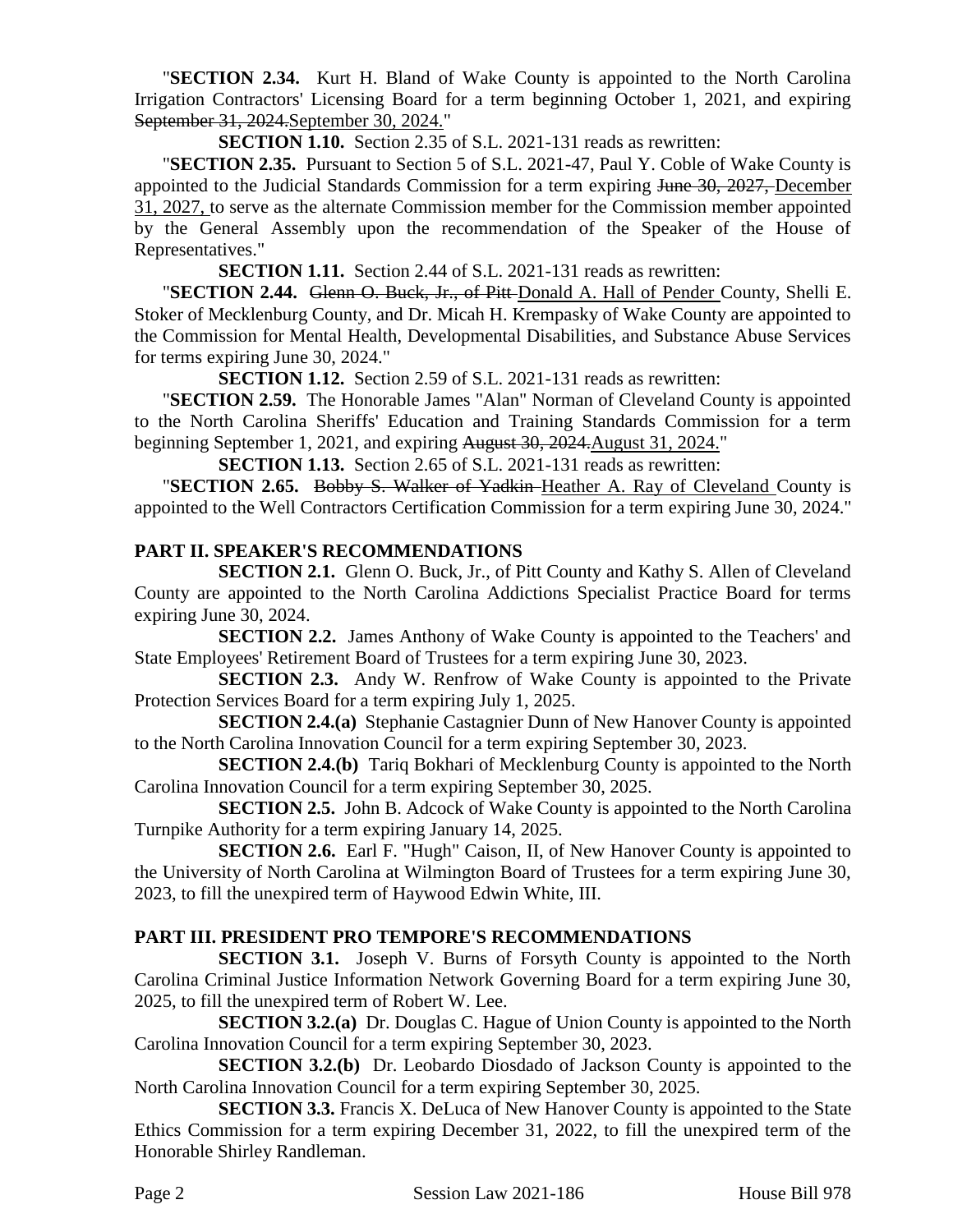"**SECTION 2.34.** Kurt H. Bland of Wake County is appointed to the North Carolina Irrigation Contractors' Licensing Board for a term beginning October 1, 2021, and expiring ~~September 31, 2024.~~<u>September 30, 2024.</u>"

**SECTION 1.10.** Section 2.35 of S.L. 2021-131 reads as rewritten:

"**SECTION 2.35.** Pursuant to Section 5 of S.L. 2021-47, Paul Y. Coble of Wake County is appointed to the Judicial Standards Commission for a term expiring ~~June 30, 2027,~~ <u>December 31, 2027,</u> to serve as the alternate Commission member for the Commission member appointed by the General Assembly upon the recommendation of the Speaker of the House of Representatives."

**SECTION 1.11.** Section 2.44 of S.L. 2021-131 reads as rewritten:

"**SECTION 2.44.** ~~Glenn O. Buck, Jr., of Pitt~~ <u>Donald A. Hall of Pender</u> County, Shelli E. Stoker of Mecklenburg County, and Dr. Micah H. Krempasky of Wake County are appointed to the Commission for Mental Health, Developmental Disabilities, and Substance Abuse Services for terms expiring June 30, 2024."

**SECTION 1.12.** Section 2.59 of S.L. 2021-131 reads as rewritten:

"**SECTION 2.59.** The Honorable James "Alan" Norman of Cleveland County is appointed to the North Carolina Sheriffs' Education and Training Standards Commission for a term beginning September 1, 2021, and expiring ~~August 30, 2024.~~<u>August 31, 2024.</u>"

**SECTION 1.13.** Section 2.65 of S.L. 2021-131 reads as rewritten:

"**SECTION 2.65.** ~~Bobby S. Walker of Yadkin~~ <u>Heather A. Ray of Cleveland</u> County is appointed to the Well Contractors Certification Commission for a term expiring June 30, 2024."

## PART II. SPEAKER'S RECOMMENDATIONS

**SECTION 2.1.** Glenn O. Buck, Jr., of Pitt County and Kathy S. Allen of Cleveland County are appointed to the North Carolina Addictions Specialist Practice Board for terms expiring June 30, 2024.

**SECTION 2.2.** James Anthony of Wake County is appointed to the Teachers' and State Employees' Retirement Board of Trustees for a term expiring June 30, 2023.

**SECTION 2.3.** Andy W. Renfrow of Wake County is appointed to the Private Protection Services Board for a term expiring July 1, 2025.

**SECTION 2.4.(a)** Stephanie Castagnier Dunn of New Hanover County is appointed to the North Carolina Innovation Council for a term expiring September 30, 2023.

**SECTION 2.4.(b)** Tariq Bokhari of Mecklenburg County is appointed to the North Carolina Innovation Council for a term expiring September 30, 2025.

**SECTION 2.5.** John B. Adcock of Wake County is appointed to the North Carolina Turnpike Authority for a term expiring January 14, 2025.

**SECTION 2.6.** Earl F. "Hugh" Caison, II, of New Hanover County is appointed to the University of North Carolina at Wilmington Board of Trustees for a term expiring June 30, 2023, to fill the unexpired term of Haywood Edwin White, III.

## PART III. PRESIDENT PRO TEMPORE'S RECOMMENDATIONS

**SECTION 3.1.** Joseph V. Burns of Forsyth County is appointed to the North Carolina Criminal Justice Information Network Governing Board for a term expiring June 30, 2025, to fill the unexpired term of Robert W. Lee.

**SECTION 3.2.(a)** Dr. Douglas C. Hague of Union County is appointed to the North Carolina Innovation Council for a term expiring September 30, 2023.

**SECTION 3.2.(b)** Dr. Leobardo Diosdado of Jackson County is appointed to the North Carolina Innovation Council for a term expiring September 30, 2025.

**SECTION 3.3.** Francis X. DeLuca of New Hanover County is appointed to the State Ethics Commission for a term expiring December 31, 2022, to fill the unexpired term of the Honorable Shirley Randleman.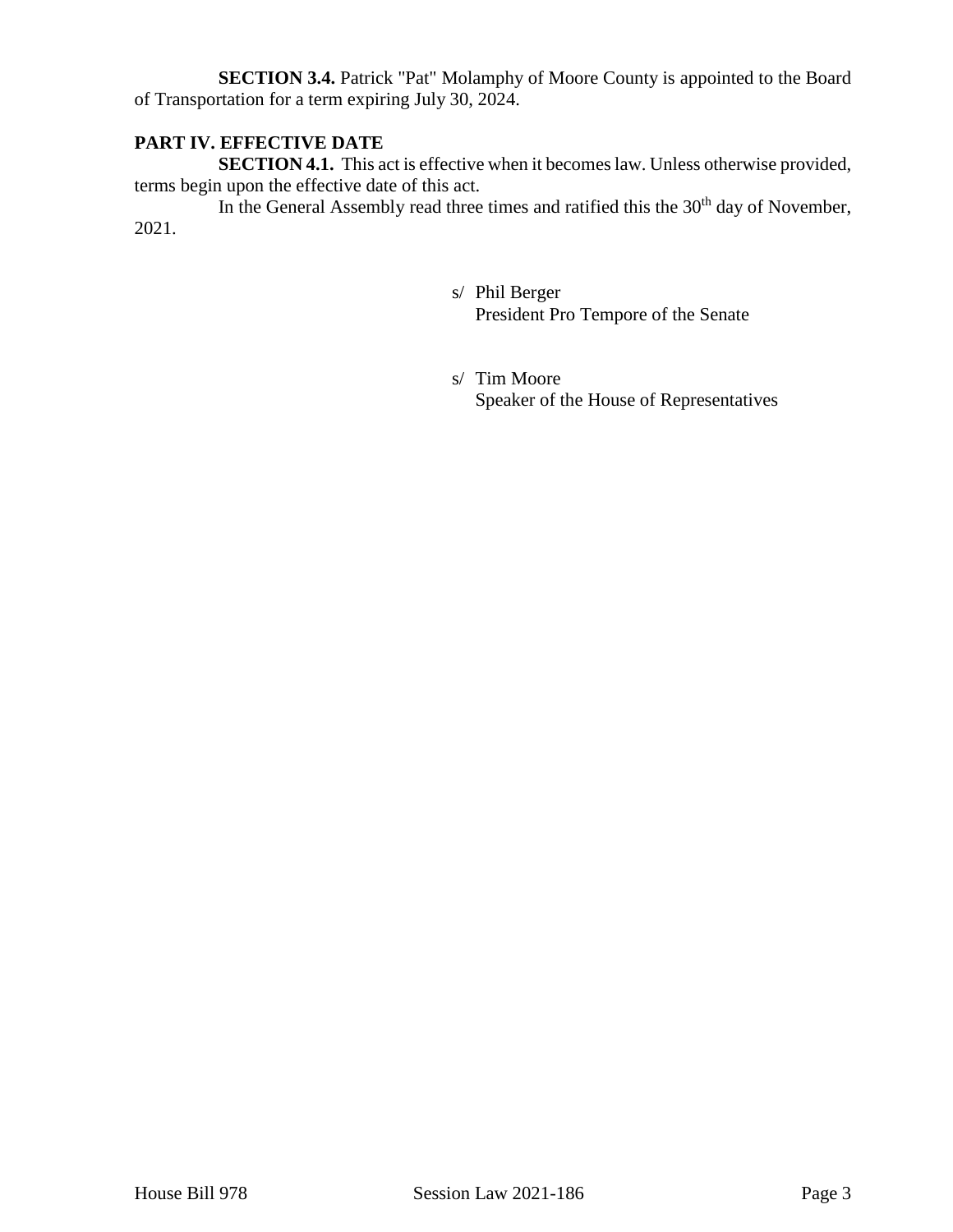**SECTION 3.4.** Patrick "Pat" Molamphy of Moore County is appointed to the Board of Transportation for a term expiring July 30, 2024.

## PART IV. EFFECTIVE DATE

**SECTION 4.1.** This act is effective when it becomes law. Unless otherwise provided, terms begin upon the effective date of this act.

In the General Assembly read three times and ratified this the 30th day of November, 2021.

s/ Phil Berger
President Pro Tempore of the Senate

s/ Tim Moore
Speaker of the House of Representatives